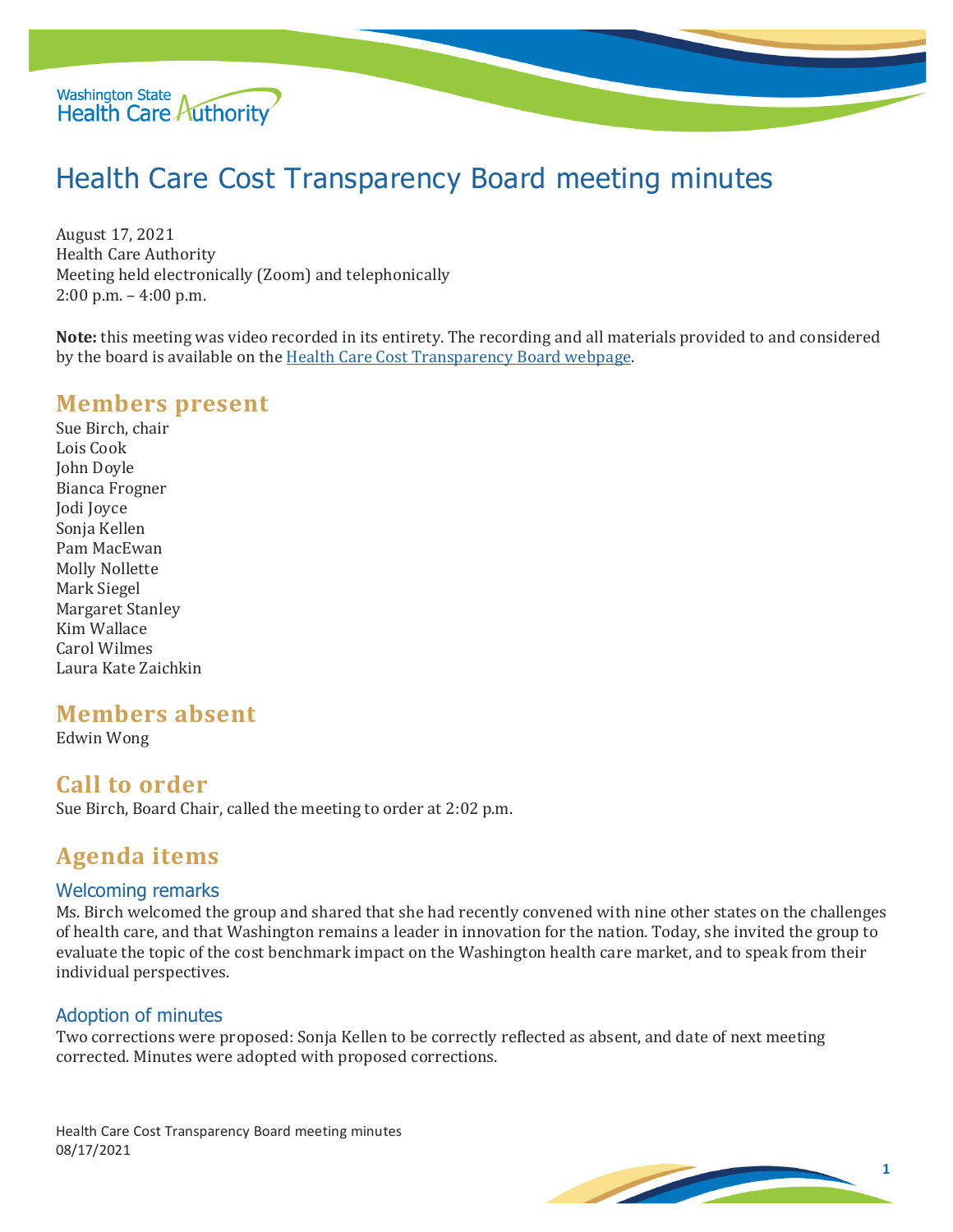# Health Care Cost Transparency Board meeting minutes

August 17, 2021
Health Care Authority
Meeting held electronically (Zoom) and telephonically
2:00 p.m. – 4:00 p.m.

**Note:** this meeting was video recorded in its entirety. The recording and all materials provided to and considered by the board is available on the [Health Care Cost Transparency Board webpage](#).

## Members present

Sue Birch, chair
Lois Cook
John Doyle
Bianca Frogner
Jodi Joyce
Sonja Kellen
Pam MacEwan
Molly Nollette
Mark Siegel
Margaret Stanley
Kim Wallace
Carol Wilmes
Laura Kate Zaichkin

## Members absent

Edwin Wong

## Call to order

Sue Birch, Board Chair, called the meeting to order at 2:02 p.m.

## Agenda items

### Welcoming remarks

Ms. Birch welcomed the group and shared that she had recently convened with nine other states on the challenges of health care, and that Washington remains a leader in innovation for the nation. Today, she invited the group to evaluate the topic of the cost benchmark impact on the Washington health care market, and to speak from their individual perspectives.

### Adoption of minutes

Two corrections were proposed: Sonja Kellen to be correctly reflected as absent, and date of next meeting corrected. Minutes were adopted with proposed corrections.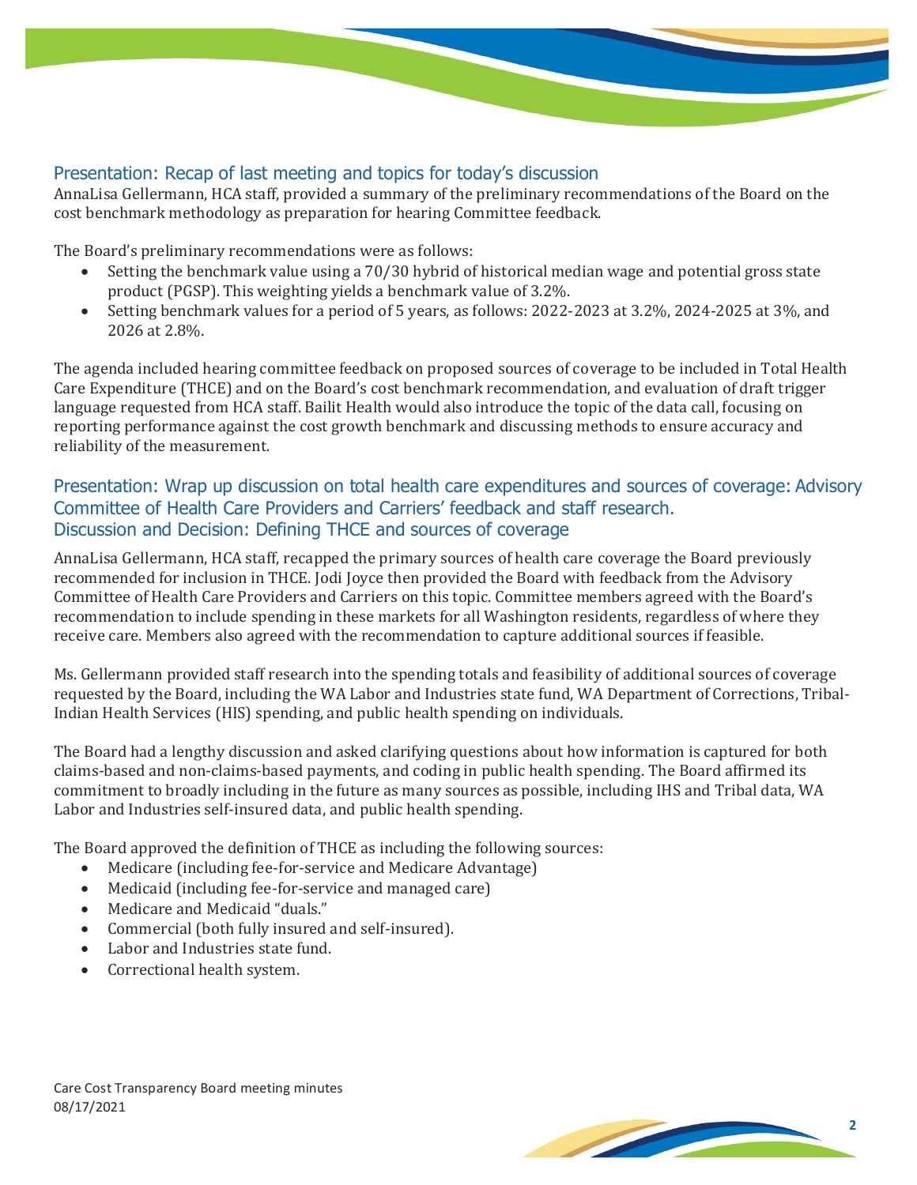## Presentation: Recap of last meeting and topics for today's discussion

AnnaLisa Gellermann, HCA staff, provided a summary of the preliminary recommendations of the Board on the cost benchmark methodology as preparation for hearing Committee feedback.

The Board's preliminary recommendations were as follows:

- Setting the benchmark value using a 70/30 hybrid of historical median wage and potential gross state product (PGSP). This weighting yields a benchmark value of 3.2%.
- Setting benchmark values for a period of 5 years, as follows: 2022-2023 at 3.2%, 2024-2025 at 3%, and 2026 at 2.8%.

The agenda included hearing committee feedback on proposed sources of coverage to be included in Total Health Care Expenditure (THCE) and on the Board's cost benchmark recommendation, and evaluation of draft trigger language requested from HCA staff. Bailit Health would also introduce the topic of the data call, focusing on reporting performance against the cost growth benchmark and discussing methods to ensure accuracy and reliability of the measurement.

## Presentation: Wrap up discussion on total health care expenditures and sources of coverage: Advisory Committee of Health Care Providers and Carriers' feedback and staff research. Discussion and Decision: Defining THCE and sources of coverage

AnnaLisa Gellermann, HCA staff, recapped the primary sources of health care coverage the Board previously recommended for inclusion in THCE. Jodi Joyce then provided the Board with feedback from the Advisory Committee of Health Care Providers and Carriers on this topic. Committee members agreed with the Board's recommendation to include spending in these markets for all Washington residents, regardless of where they receive care. Members also agreed with the recommendation to capture additional sources if feasible.

Ms. Gellermann provided staff research into the spending totals and feasibility of additional sources of coverage requested by the Board, including the WA Labor and Industries state fund, WA Department of Corrections, Tribal-Indian Health Services (HIS) spending, and public health spending on individuals.

The Board had a lengthy discussion and asked clarifying questions about how information is captured for both claims-based and non-claims-based payments, and coding in public health spending. The Board affirmed its commitment to broadly including in the future as many sources as possible, including IHS and Tribal data, WA Labor and Industries self-insured data, and public health spending.

The Board approved the definition of THCE as including the following sources:

- Medicare (including fee-for-service and Medicare Advantage)
- Medicaid (including fee-for-service and managed care)
- Medicare and Medicaid "duals."
- Commercial (both fully insured and self-insured).
- Labor and Industries state fund.
- Correctional health system.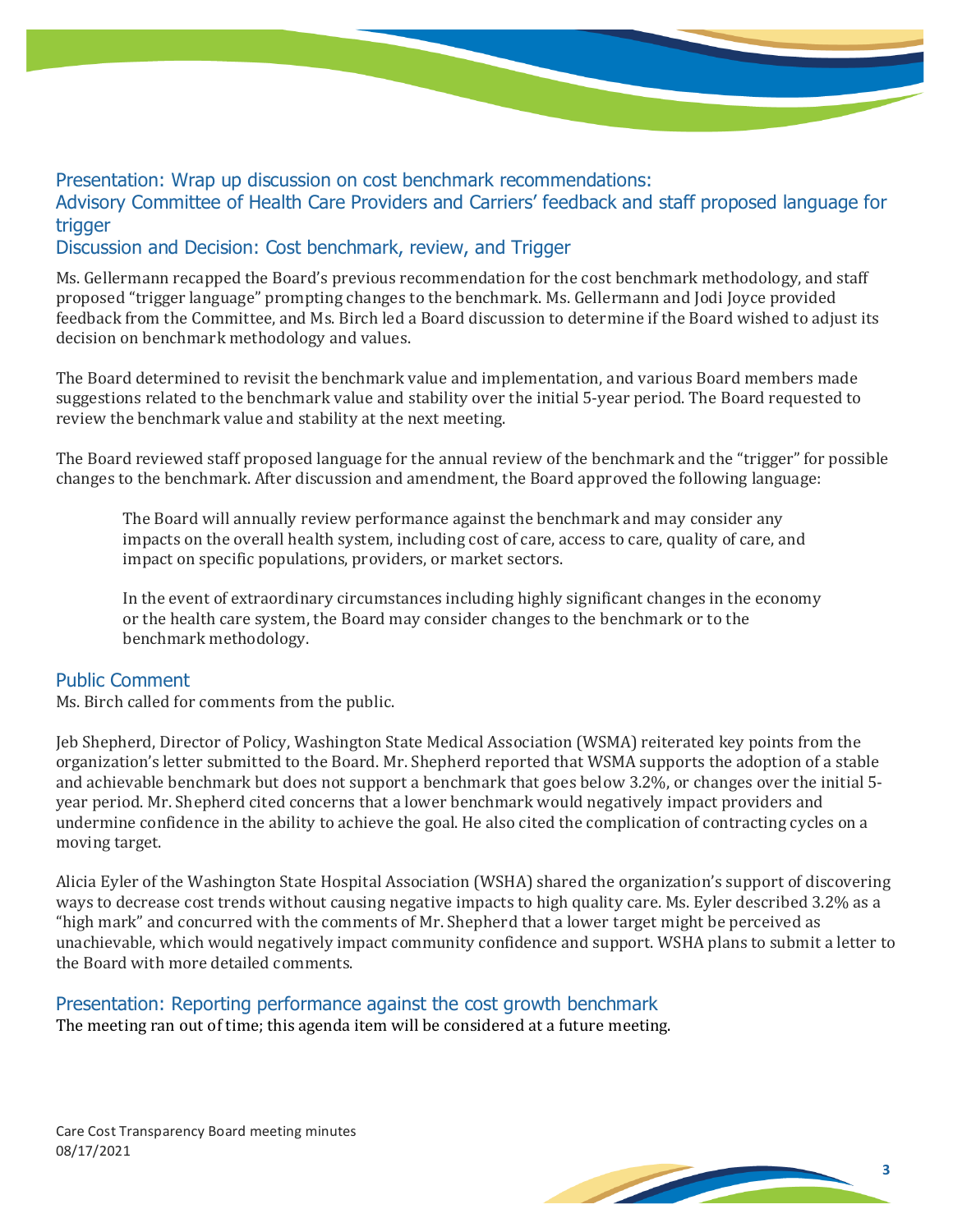## Presentation: Wrap up discussion on cost benchmark recommendations:
## Advisory Committee of Health Care Providers and Carriers' feedback and staff proposed language for trigger
## Discussion and Decision: Cost benchmark, review, and Trigger

Ms. Gellermann recapped the Board's previous recommendation for the cost benchmark methodology, and staff proposed "trigger language" prompting changes to the benchmark. Ms. Gellermann and Jodi Joyce provided feedback from the Committee, and Ms. Birch led a Board discussion to determine if the Board wished to adjust its decision on benchmark methodology and values.

The Board determined to revisit the benchmark value and implementation, and various Board members made suggestions related to the benchmark value and stability over the initial 5-year period. The Board requested to review the benchmark value and stability at the next meeting.

The Board reviewed staff proposed language for the annual review of the benchmark and the "trigger" for possible changes to the benchmark. After discussion and amendment, the Board approved the following language:

> The Board will annually review performance against the benchmark and may consider any impacts on the overall health system, including cost of care, access to care, quality of care, and impact on specific populations, providers, or market sectors.
>
> In the event of extraordinary circumstances including highly significant changes in the economy or the health care system, the Board may consider changes to the benchmark or to the benchmark methodology.

## Public Comment

Ms. Birch called for comments from the public.

Jeb Shepherd, Director of Policy, Washington State Medical Association (WSMA) reiterated key points from the organization's letter submitted to the Board. Mr. Shepherd reported that WSMA supports the adoption of a stable and achievable benchmark but does not support a benchmark that goes below 3.2%, or changes over the initial 5-year period. Mr. Shepherd cited concerns that a lower benchmark would negatively impact providers and undermine confidence in the ability to achieve the goal. He also cited the complication of contracting cycles on a moving target.

Alicia Eyler of the Washington State Hospital Association (WSHA) shared the organization's support of discovering ways to decrease cost trends without causing negative impacts to high quality care. Ms. Eyler described 3.2% as a "high mark" and concurred with the comments of Mr. Shepherd that a lower target might be perceived as unachievable, which would negatively impact community confidence and support. WSHA plans to submit a letter to the Board with more detailed comments.

## Presentation: Reporting performance against the cost growth benchmark

The meeting ran out of time; this agenda item will be considered at a future meeting.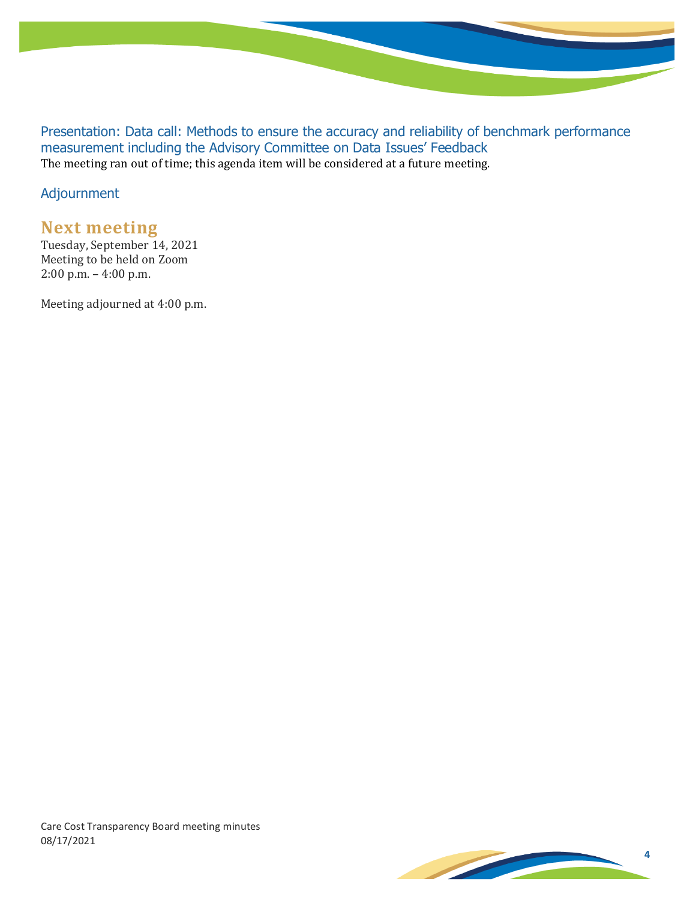### Presentation: Data call: Methods to ensure the accuracy and reliability of benchmark performance measurement including the Advisory Committee on Data Issues' Feedback

The meeting ran out of time; this agenda item will be considered at a future meeting.

### Adjournment

## Next meeting

Tuesday, September 14, 2021
Meeting to be held on Zoom
2:00 p.m. – 4:00 p.m.

Meeting adjourned at 4:00 p.m.